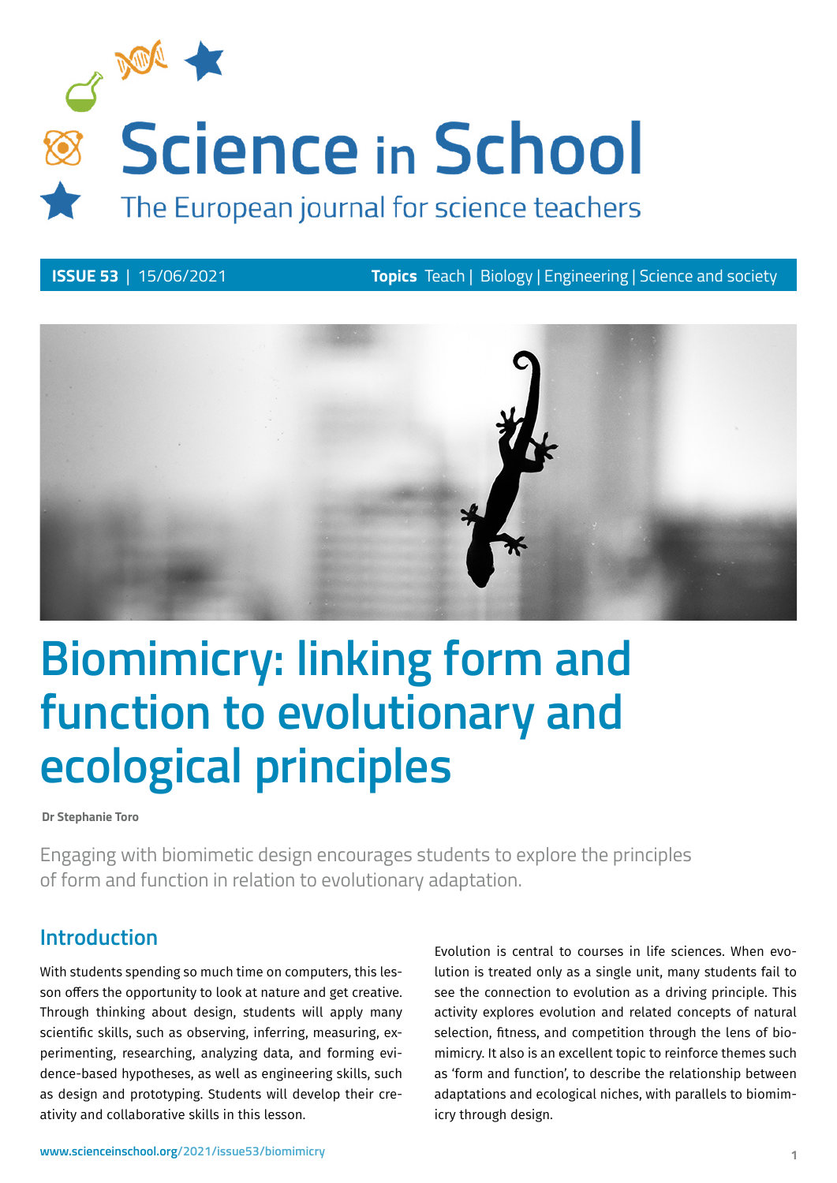# Science in School

The European journal for science teachers

**ISSUE 53** | 15/06/2021 **Topics** Teach | Biology | Engineering | Science and society

# Biomimicry: linking form and function to evolutionary and ecological principles

**Dr Stephanie Toro**

Engaging with biomimetic design encourages students to explore the principles of form and function in relation to evolutionary adaptation.

## Introduction

With students spending so much time on computers, this lesson offers the opportunity to look at nature and get creative. Through thinking about design, students will apply many scientific skills, such as observing, inferring, measuring, experimenting, researching, analyzing data, and forming evidence-based hypotheses, as well as engineering skills, such as design and prototyping. Students will develop their creativity and collaborative skills in this lesson.

Evolution is central to courses in life sciences. When evolution is treated only as a single unit, many students fail to see the connection to evolution as a driving principle. This activity explores evolution and related concepts of natural selection, fitness, and competition through the lens of biomimicry. It also is an excellent topic to reinforce themes such as 'form and function', to describe the relationship between adaptations and ecological niches, with parallels to biomimicry through design.

www.scienceinschool.org/2021/issue53/biomimicry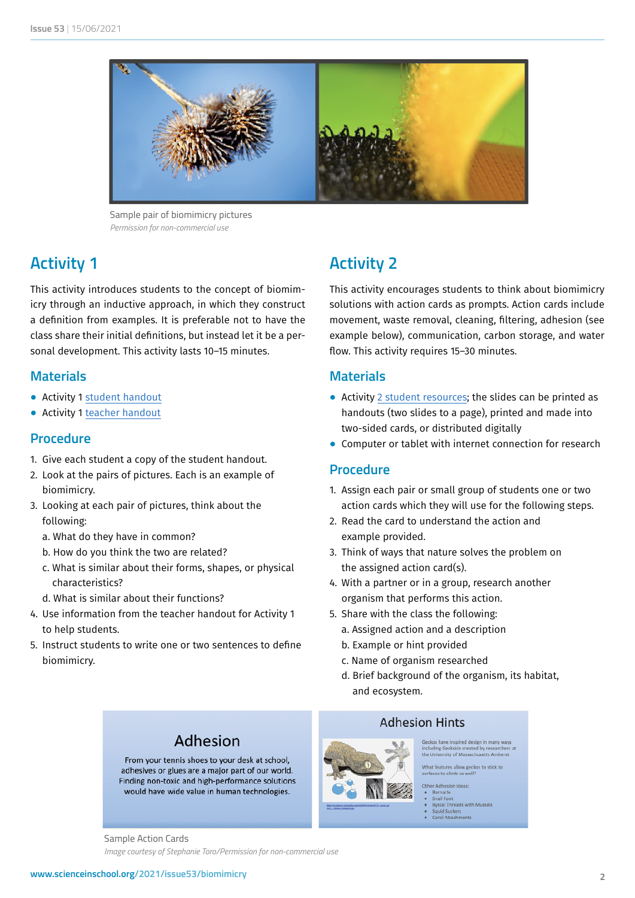Sample pair of biomimicry pictures

*Permission for non-commercial use*

## Activity 1

This activity introduces students to the concept of biomimicry through an inductive approach, in which they construct a definition from examples. It is preferable not to have the class share their initial definitions, but instead let it be a personal development. This activity lasts 10–15 minutes.

### Materials

- Activity 1 student handout
- Activity 1 teacher handout

### Procedure

1. Give each student a copy of the student handout.
2. Look at the pairs of pictures. Each is an example of biomimicry.
3. Looking at each pair of pictures, think about the following:
   a. What do they have in common?
   b. How do you think the two are related?
   c. What is similar about their forms, shapes, or physical characteristics?
   d. What is similar about their functions?
4. Use information from the teacher handout for Activity 1 to help students.
5. Instruct students to write one or two sentences to define biomimicry.

## Activity 2

This activity encourages students to think about biomimicry solutions with action cards as prompts. Action cards include movement, waste removal, cleaning, filtering, adhesion (see example below), communication, carbon storage, and water flow. This activity requires 15–30 minutes.

### Materials

- Activity 2 student resources; the slides can be printed as handouts (two slides to a page), printed and made into two-sided cards, or distributed digitally
- Computer or tablet with internet connection for research

### Procedure

1. Assign each pair or small group of students one or two action cards which they will use for the following steps.
2. Read the card to understand the action and example provided.
3. Think of ways that nature solves the problem on the assigned action card(s).
4. With a partner or in a group, research another organism that performs this action.
5. Share with the class the following:
   a. Assigned action and a description
   b. Example or hint provided
   c. Name of organism researched
   d. Brief background of the organism, its habitat, and ecosystem.

Sample Action Cards

*Image courtesy of Stephanie Toro/Permission for non-commercial use*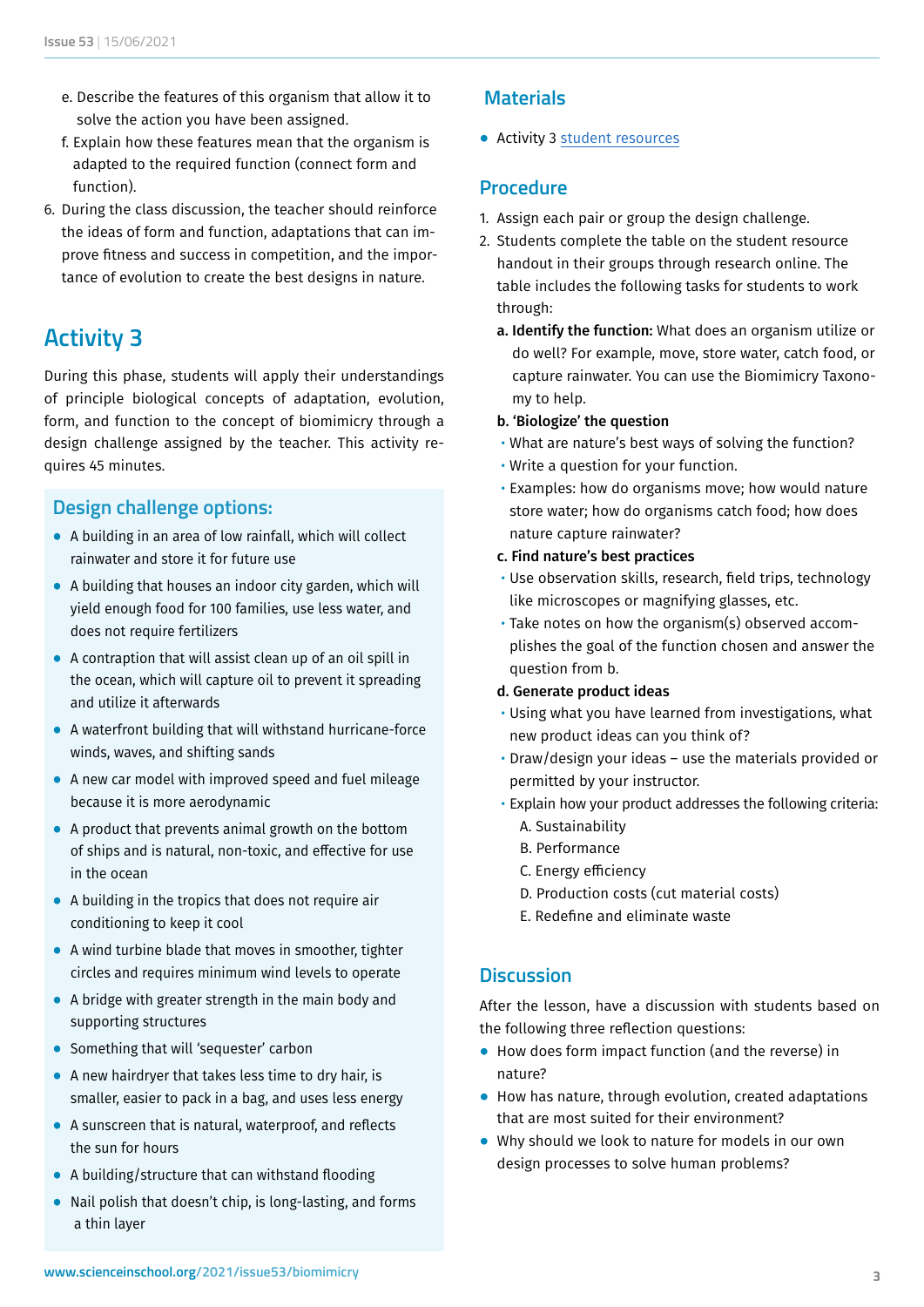e. Describe the features of this organism that allow it to solve the action you have been assigned.

f. Explain how these features mean that the organism is adapted to the required function (connect form and function).

6. During the class discussion, the teacher should reinforce the ideas of form and function, adaptations that can improve fitness and success in competition, and the importance of evolution to create the best designs in nature.

## Activity 3

During this phase, students will apply their understandings of principle biological concepts of adaptation, evolution, form, and function to the concept of biomimicry through a design challenge assigned by the teacher. This activity requires 45 minutes.

### Design challenge options:

- A building in an area of low rainfall, which will collect rainwater and store it for future use
- A building that houses an indoor city garden, which will yield enough food for 100 families, use less water, and does not require fertilizers
- A contraption that will assist clean up of an oil spill in the ocean, which will capture oil to prevent it spreading and utilize it afterwards
- A waterfront building that will withstand hurricane-force winds, waves, and shifting sands
- A new car model with improved speed and fuel mileage because it is more aerodynamic
- A product that prevents animal growth on the bottom of ships and is natural, non-toxic, and effective for use in the ocean
- A building in the tropics that does not require air conditioning to keep it cool
- A wind turbine blade that moves in smoother, tighter circles and requires minimum wind levels to operate
- A bridge with greater strength in the main body and supporting structures
- Something that will 'sequester' carbon
- A new hairdryer that takes less time to dry hair, is smaller, easier to pack in a bag, and uses less energy
- A sunscreen that is natural, waterproof, and reflects the sun for hours
- A building/structure that can withstand flooding
- Nail polish that doesn't chip, is long-lasting, and forms a thin layer

### Materials

- Activity 3 student resources

### Procedure

1. Assign each pair or group the design challenge.
2. Students complete the table on the student resource handout in their groups through research online. The table includes the following tasks for students to work through:

   **a. Identify the function:** What does an organism utilize or do well? For example, move, store water, catch food, or capture rainwater. You can use the Biomimicry Taxonomy to help.

   **b. 'Biologize' the question**
   - What are nature's best ways of solving the function?
   - Write a question for your function.
   - Examples: how do organisms move; how would nature store water; how do organisms catch food; how does nature capture rainwater?

   **c. Find nature's best practices**
   - Use observation skills, research, field trips, technology like microscopes or magnifying glasses, etc.
   - Take notes on how the organism(s) observed accomplishes the goal of the function chosen and answer the question from b.

   **d. Generate product ideas**
   - Using what you have learned from investigations, what new product ideas can you think of?
   - Draw/design your ideas – use the materials provided or permitted by your instructor.
   - Explain how your product addresses the following criteria:
     - A. Sustainability
     - B. Performance
     - C. Energy efficiency
     - D. Production costs (cut material costs)
     - E. Redefine and eliminate waste

### Discussion

After the lesson, have a discussion with students based on the following three reflection questions:

- How does form impact function (and the reverse) in nature?
- How has nature, through evolution, created adaptations that are most suited for their environment?
- Why should we look to nature for models in our own design processes to solve human problems?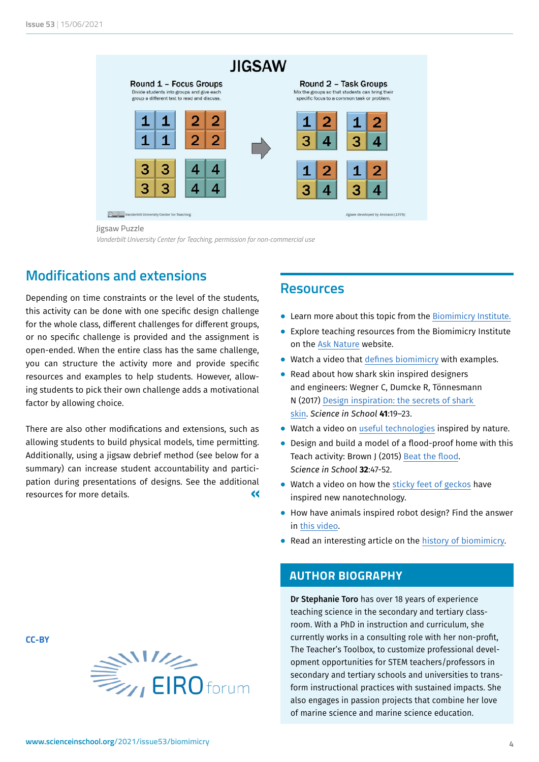JIGSAW

Round 1 – Focus Groups
Divide students into groups and give each group a different text to read and discuss.

1 1
1 1

2 2
2 2

3 3
3 3

4 4
4 4

Round 2 – Task Groups
Mix the groups so that students can bring their specific focus to a common task or problem.

1 2
3 4

1 2
3 4

1 2
3 4

1 2
3 4

Vanderbilt University Center for Teaching

Jigsaw developed by Aronson (1978)

Jigsaw Puzzle

*Vanderbilt University Center for Teaching, permission for non-commercial use*

## Modifications and extensions

Depending on time constraints or the level of the students, this activity can be done with one specific design challenge for the whole class, different challenges for different groups, or no specific challenge is provided and the assignment is open-ended. When the entire class has the same challenge, you can structure the activity more and provide specific resources and examples to help students. However, allowing students to pick their own challenge adds a motivational factor by allowing choice.

There are also other modifications and extensions, such as allowing students to build physical models, time permitting. Additionally, using a jigsaw debrief method (see below for a summary) can increase student accountability and participation during presentations of designs. See the additional resources for more details.

## Resources

- Learn more about this topic from the Biomimicry Institute.
- Explore teaching resources from the Biomimicry Institute on the Ask Nature website.
- Watch a video that defines biomimicry with examples.
- Read about how shark skin inspired designers and engineers: Wegner C, Dumcke R, Tönnesmann N (2017) Design inspiration: the secrets of shark skin. *Science in School* **41**:19–23.
- Watch a video on useful technologies inspired by nature.
- Design and build a model of a flood-proof home with this Teach activity: Brown J (2015) Beat the flood. *Science in School* **32**:47-52.
- Watch a video on how the sticky feet of geckos have inspired new nanotechnology.
- How have animals inspired robot design? Find the answer in this video.
- Read an interesting article on the history of biomimicry.

## AUTHOR BIOGRAPHY

**Dr Stephanie Toro** has over 18 years of experience teaching science in the secondary and tertiary classroom. With a PhD in instruction and curriculum, she currently works in a consulting role with her non-profit, The Teacher's Toolbox, to customize professional development opportunities for STEM teachers/professors in secondary and tertiary schools and universities to transform instructional practices with sustained impacts. She also engages in passion projects that combine her love of marine science and marine science education.

CC-BY

EIROforum